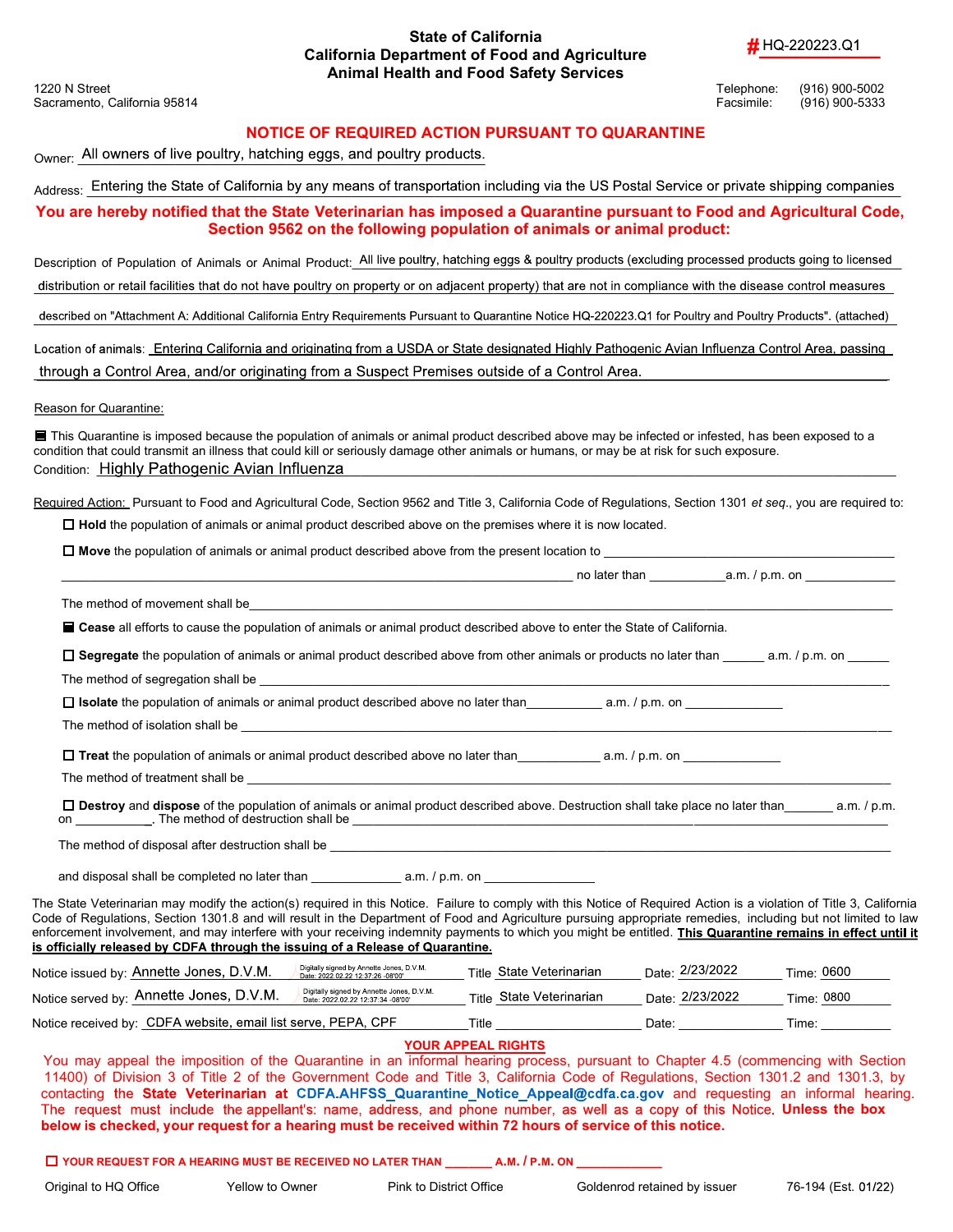# State of California
# California Department of Food and Agriculture
# Animal Health and Food Safety Services

**# HQ-220223.Q1**

1220 N Street
Sacramento, California 95814

Telephone: (916) 900-5002
Facsimile: (916) 900-5333

## NOTICE OF REQUIRED ACTION PURSUANT TO QUARANTINE

Owner: All owners of live poultry, hatching eggs, and poultry products.

Address: Entering the State of California by any means of transportation including via the US Postal Service or private shipping companies

**You are hereby notified that the State Veterinarian has imposed a Quarantine pursuant to Food and Agricultural Code, Section 9562 on the following population of animals or animal product:**

Description of Population of Animals or Animal Product: All live poultry, hatching eggs & poultry products (excluding processed products going to licensed distribution or retail facilities that do not have poultry on property or on adjacent property) that are not in compliance with the disease control measures described on "Attachment A: Additional California Entry Requirements Pursuant to Quarantine Notice HQ-220223.Q1 for Poultry and Poultry Products". (attached)

Location of animals: Entering California and originating from a USDA or State designated Highly Pathogenic Avian Influenza Control Area, passing through a Control Area, and/or originating from a Suspect Premises outside of a Control Area.

Reason for Quarantine:

☒ This Quarantine is imposed because the population of animals or animal product described above may be infected or infested, has been exposed to a condition that could transmit an illness that could kill or seriously damage other animals or humans, or may be at risk for such exposure.

Condition: Highly Pathogenic Avian Influenza

Required Action: Pursuant to Food and Agricultural Code, Section 9562 and Title 3, California Code of Regulations, Section 1301 *et seq*., you are required to:

☐ **Hold** the population of animals or animal product described above on the premises where it is now located.

☐ **Move** the population of animals or animal product described above from the present location to ______ no later than ______ a.m. / p.m. on ______

The method of movement shall be ______

☒ **Cease** all efforts to cause the population of animals or animal product described above to enter the State of California.

☐ **Segregate** the population of animals or animal product described above from other animals or products no later than ______ a.m. / p.m. on ______

The method of segregation shall be ______

☐ **Isolate** the population of animals or animal product described above no later than ______ a.m. / p.m. on ______

The method of isolation shall be ______

☐ **Treat** the population of animals or animal product described above no later than ______ a.m. / p.m. on ______

The method of treatment shall be ______

☐ **Destroy** and **dispose** of the population of animals or animal product described above. Destruction shall take place no later than ______ a.m. / p.m. on ______. The method of destruction shall be ______

The method of disposal after destruction shall be ______

and disposal shall be completed no later than ______ a.m. / p.m. on ______

The State Veterinarian may modify the action(s) required in this Notice. Failure to comply with this Notice of Required Action is a violation of Title 3, California Code of Regulations, Section 1301.8 and will result in the Department of Food and Agriculture pursuing appropriate remedies, including but not limited to law enforcement involvement, and may interfere with your receiving indemnity payments to which you might be entitled. **This Quarantine remains in effect until it is officially released by CDFA through the issuing of a Release of Quarantine.**

| | | Title | Date | Time |
|---|---|---|---|---|
| Notice issued by: | Annette Jones, D.V.M. (Digitally signed by Annette Jones, D.V.M. Date: 2022.02.22 12:37:26 -08'00') | State Veterinarian | 2/23/2022 | 0600 |
| Notice served by: | Annette Jones, D.V.M. (Digitally signed by Annette Jones, D.V.M. Date: 2022.02.22 12:37:34 -08'00') | State Veterinarian | 2/23/2022 | 0800 |
| Notice received by: | CDFA website, email list serve, PEPA, CPF | | | |

## YOUR APPEAL RIGHTS

You may appeal the imposition of the Quarantine in an informal hearing process, pursuant to Chapter 4.5 (commencing with Section 11400) of Division 3 of Title 2 of the Government Code and Title 3, California Code of Regulations, Section 1301.2 and 1301.3, by contacting the **State Veterinarian at CDFA.AHFSS_Quarantine_Notice_Appeal@cdfa.ca.gov** and requesting an informal hearing. The request must include the appellant's: name, address, and phone number, as well as a copy of this Notice. **Unless the box below is checked, your request for a hearing must be received within 72 hours of service of this notice.**

☐ **YOUR REQUEST FOR A HEARING MUST BE RECEIVED NO LATER THAN ______ A.M. / P.M. ON ______**

Original to HQ Office    Yellow to Owner    Pink to District Office    Goldenrod retained by issuer    76-194 (Est. 01/22)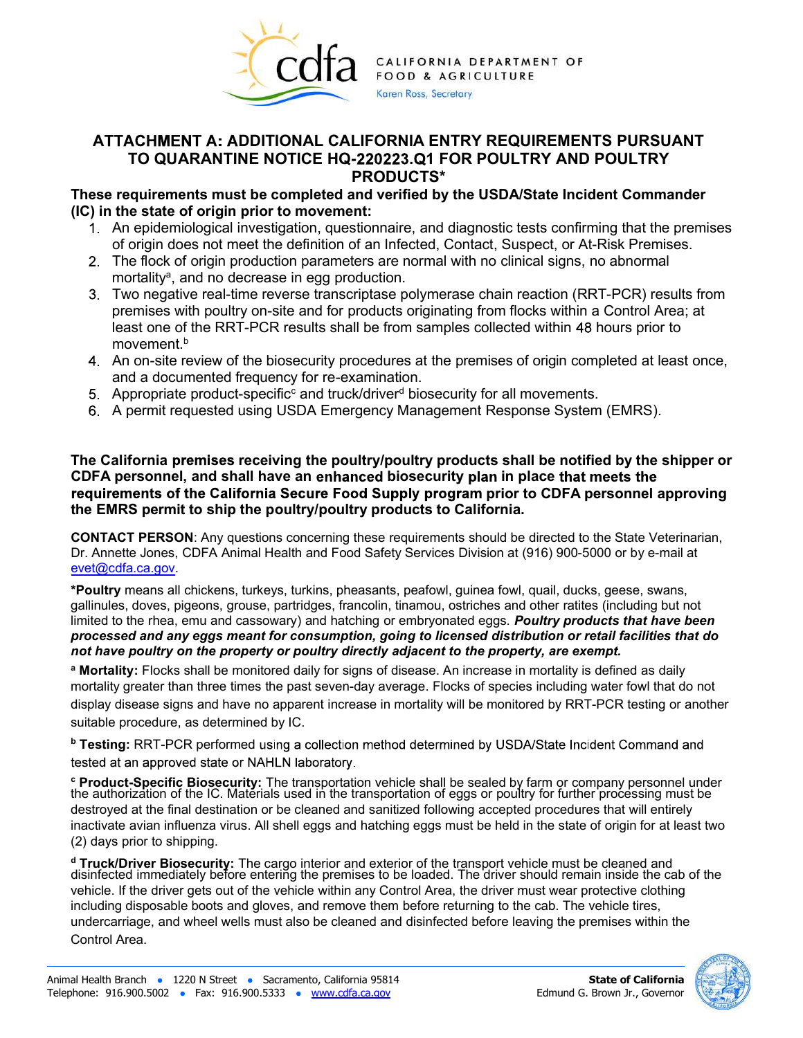CALIFORNIA DEPARTMENT OF FOOD & AGRICULTURE

Karen Ross, Secretary

# ATTACHMENT A: ADDITIONAL CALIFORNIA ENTRY REQUIREMENTS PURSUANT TO QUARANTINE NOTICE HQ-220223.Q1 FOR POULTRY AND POULTRY PRODUCTS*

**These requirements must be completed and verified by the USDA/State Incident Commander (IC) in the state of origin prior to movement:**

1. An epidemiological investigation, questionnaire, and diagnostic tests confirming that the premises of origin does not meet the definition of an Infected, Contact, Suspect, or At-Risk Premises.
2. The flock of origin production parameters are normal with no clinical signs, no abnormal mortality[a], and no decrease in egg production.
3. Two negative real-time reverse transcriptase polymerase chain reaction (RRT-PCR) results from premises with poultry on-site and for products originating from flocks within a Control Area; at least one of the RRT-PCR results shall be from samples collected within 48 hours prior to movement.[b]
4. An on-site review of the biosecurity procedures at the premises of origin completed at least once, and a documented frequency for re-examination.
5. Appropriate product-specific[c] and truck/driver[d] biosecurity for all movements.
6. A permit requested using USDA Emergency Management Response System (EMRS).

**The California premises receiving the poultry/poultry products shall be notified by the shipper or CDFA personnel, and shall have an enhanced biosecurity plan in place that meets the requirements of the California Secure Food Supply program prior to CDFA personnel approving the EMRS permit to ship the poultry/poultry products to California.**

**CONTACT PERSON**: Any questions concerning these requirements should be directed to the State Veterinarian, Dr. Annette Jones, CDFA Animal Health and Food Safety Services Division at (916) 900-5000 or by e-mail at evet@cdfa.ca.gov.

***Poultry** means all chickens, turkeys, turkins, pheasants, peafowl, guinea fowl, quail, ducks, geese, swans, gallinules, doves, pigeons, grouse, partridges, francolin, tinamou, ostriches and other ratites (including but not limited to the rhea, emu and cassowary) and hatching or embryonated eggs. ***Poultry products that have been processed and any eggs meant for consumption, going to licensed distribution or retail facilities that do not have poultry on the property or poultry directly adjacent to the property, are exempt.***

[a] **Mortality:** Flocks shall be monitored daily for signs of disease. An increase in mortality is defined as daily mortality greater than three times the past seven-day average. Flocks of species including water fowl that do not display disease signs and have no apparent increase in mortality will be monitored by RRT-PCR testing or another suitable procedure, as determined by IC.

[b] **Testing:** RRT-PCR performed using a collection method determined by USDA/State Incident Command and tested at an approved state or NAHLN laboratory.

[c] **Product-Specific Biosecurity:** The transportation vehicle shall be sealed by farm or company personnel under the authorization of the IC. Materials used in the transportation of eggs or poultry for further processing must be destroyed at the final destination or be cleaned and sanitized following accepted procedures that will entirely inactivate avian influenza virus. All shell eggs and hatching eggs must be held in the state of origin for at least two (2) days prior to shipping.

[d] **Truck/Driver Biosecurity:** The cargo interior and exterior of the transport vehicle must be cleaned and disinfected immediately before entering the premises to be loaded. The driver should remain inside the cab of the vehicle. If the driver gets out of the vehicle within any Control Area, the driver must wear protective clothing including disposable boots and gloves, and remove them before returning to the cab. The vehicle tires, undercarriage, and wheel wells must also be cleaned and disinfected before leaving the premises within the Control Area.

Animal Health Branch • 1220 N Street • Sacramento, California 95814
Telephone: 916.900.5002 • Fax: 916.900.5333 • www.cdfa.ca.gov

**State of California**
Edmund G. Brown Jr., Governor